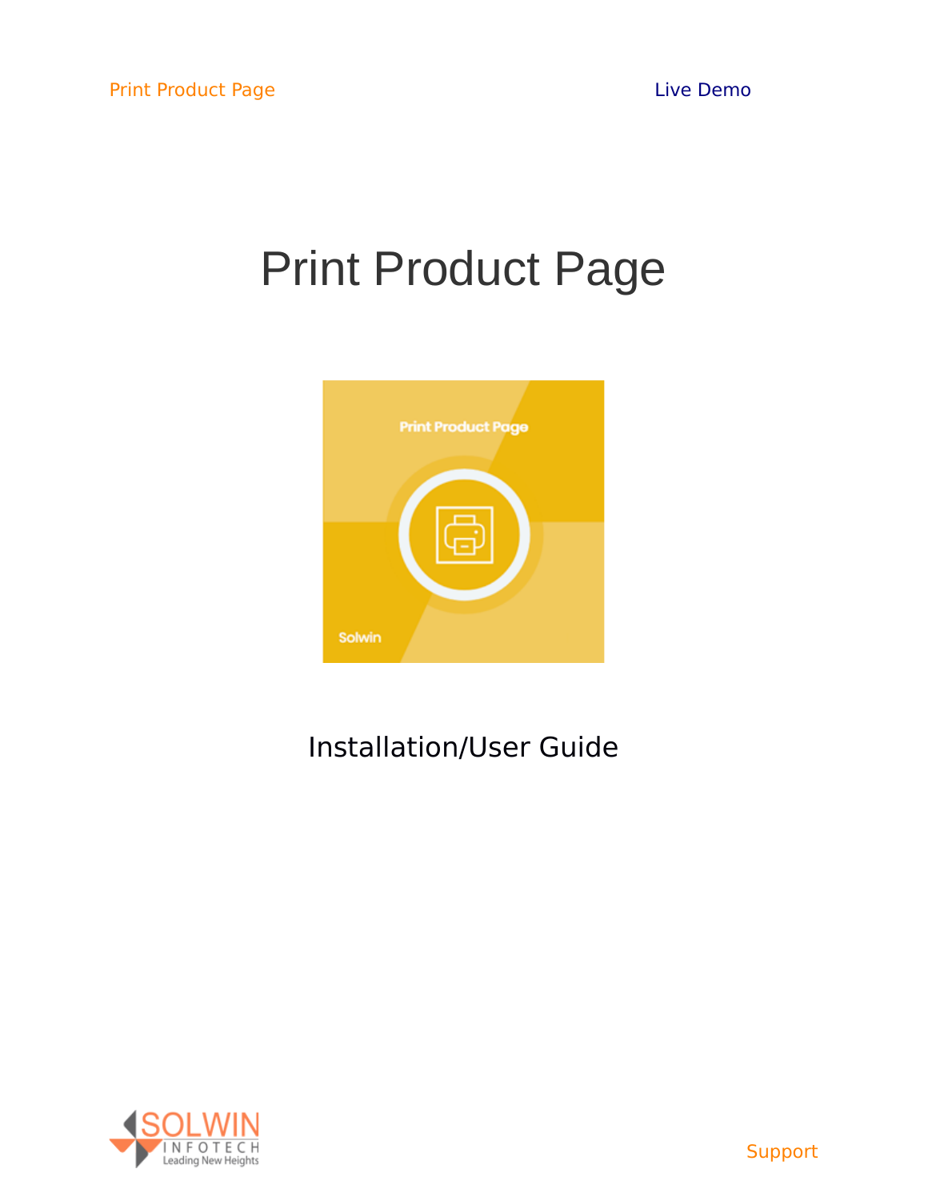Print Product Page

Live Demo

# Print Product Page

Installation/User Guide

Support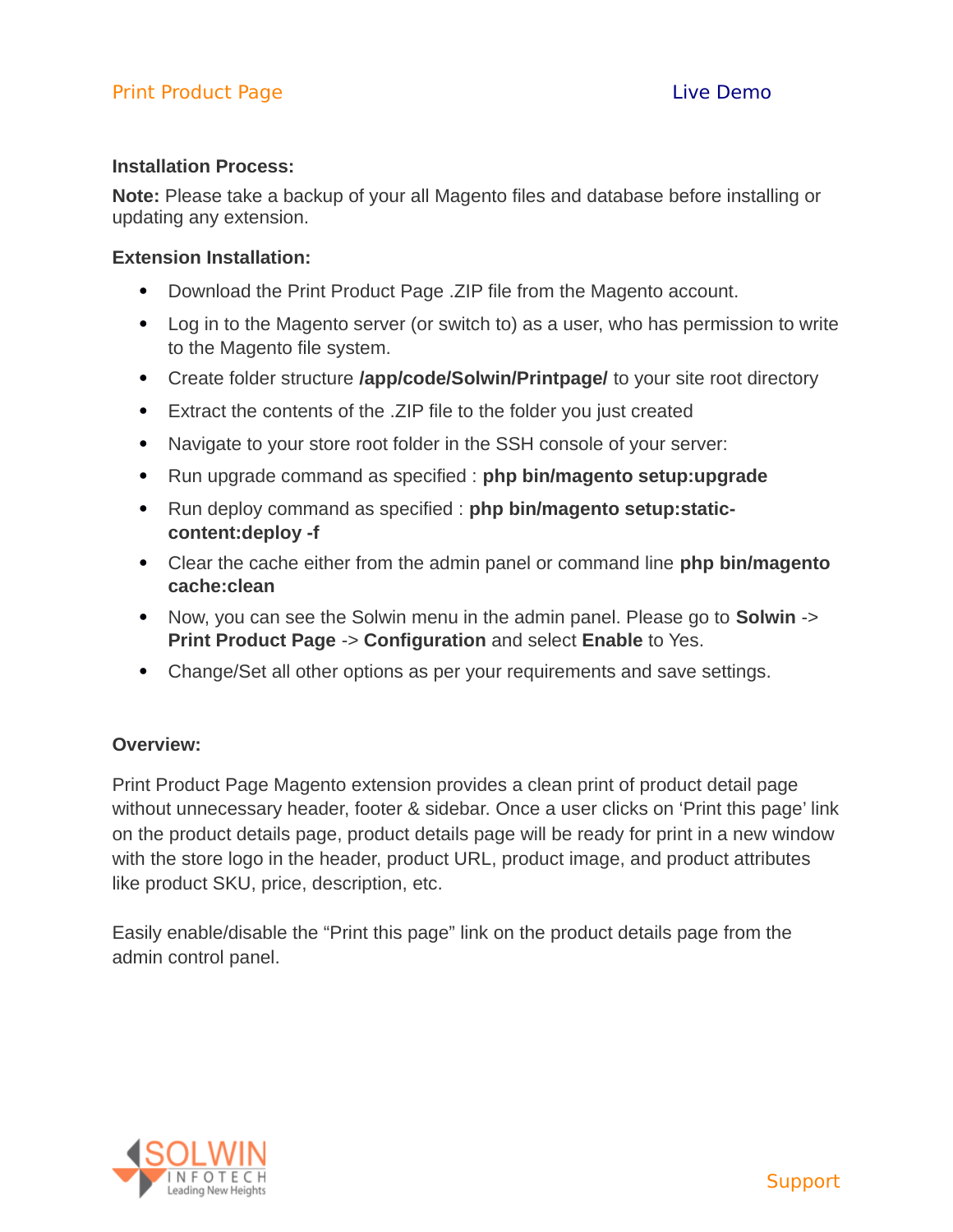## Installation Process:

**Note:** Please take a backup of your all Magento files and database before installing or updating any extension.

### Extension Installation:

- Download the Print Product Page .ZIP file from the Magento account.
- Log in to the Magento server (or switch to) as a user, who has permission to write to the Magento file system.
- Create folder structure ***/app/code/Solwin/Printpage/*** to your site root directory
- Extract the contents of the .ZIP file to the folder you just created
- Navigate to your store root folder in the SSH console of your server:
- Run upgrade command as specified : **php bin/magento setup:upgrade**
- Run deploy command as specified : **php bin/magento setup:static-content:deploy -f**
- Clear the cache either from the admin panel or command line **php bin/magento cache:clean**
- Now, you can see the Solwin menu in the admin panel. Please go to **Solwin** -> **Print Product Page** -> **Configuration** and select **Enable** to Yes.
- Change/Set all other options as per your requirements and save settings.

## Overview:

Print Product Page Magento extension provides a clean print of product detail page without unnecessary header, footer & sidebar. Once a user clicks on 'Print this page' link on the product details page, product details page will be ready for print in a new window with the store logo in the header, product URL, product image, and product attributes like product SKU, price, description, etc.

Easily enable/disable the "Print this page" link on the product details page from the admin control panel.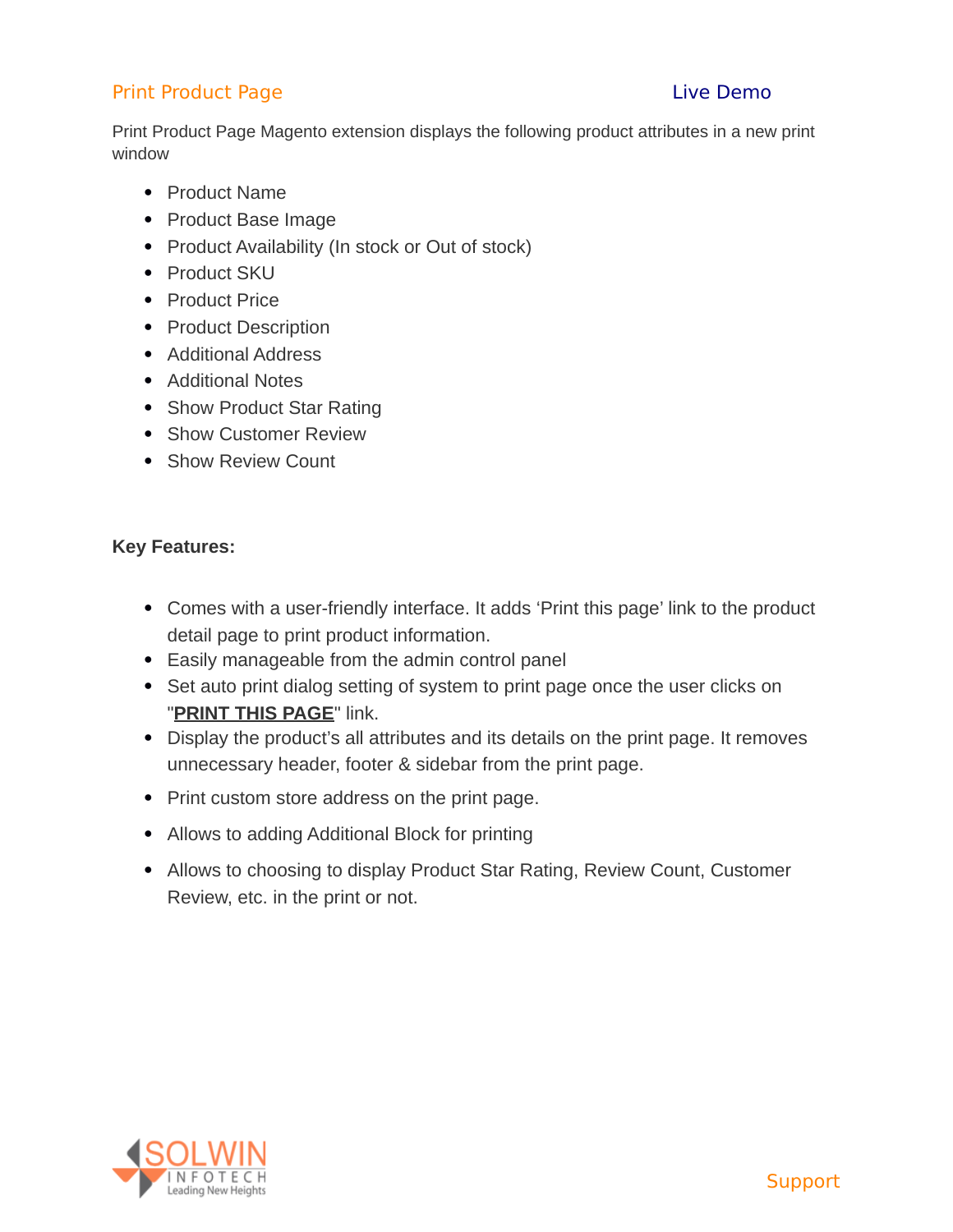## Print Product Page

Live Demo

Print Product Page Magento extension displays the following product attributes in a new print window

- Product Name
- Product Base Image
- Product Availability (In stock or Out of stock)
- Product SKU
- Product Price
- Product Description
- Additional Address
- Additional Notes
- Show Product Star Rating
- Show Customer Review
- Show Review Count

**Key Features:**

- Comes with a user-friendly interface. It adds 'Print this page' link to the product detail page to print product information.
- Easily manageable from the admin control panel
- Set auto print dialog setting of system to print page once the user clicks on "**PRINT THIS PAGE**" link.
- Display the product's all attributes and its details on the print page. It removes unnecessary header, footer & sidebar from the print page.
- Print custom store address on the print page.
- Allows to adding Additional Block for printing
- Allows to choosing to display Product Star Rating, Review Count, Customer Review, etc. in the print or not.

Support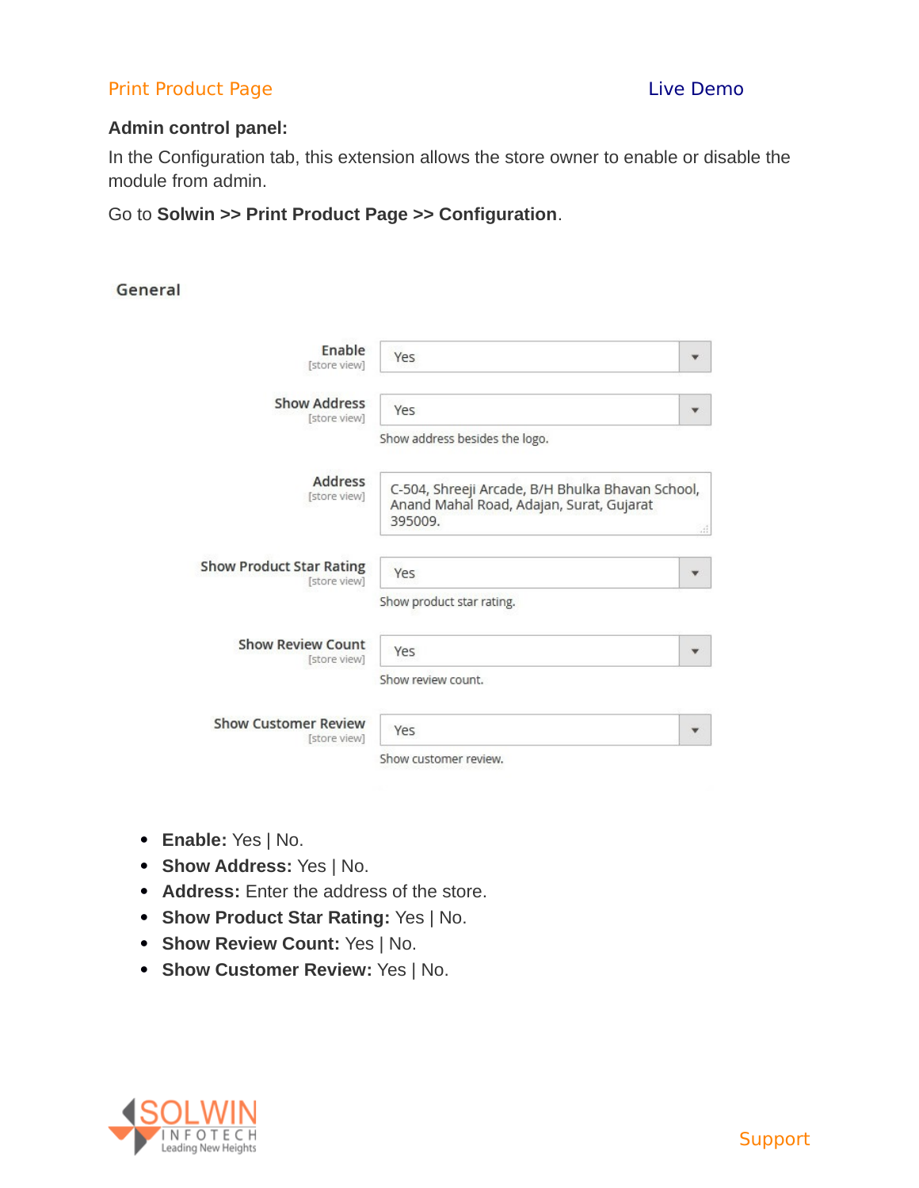Print Product Page | Live Demo

**Admin control panel:**

In the Configuration tab, this extension allows the store owner to enable or disable the module from admin.

Go to **Solwin >> Print Product Page >> Configuration**.

General

| Setting | Value |
|---|---|
| Enable [store view] | Yes |
| Show Address [store view] | Yes — Show address besides the logo. |
| Address [store view] | C-504, Shreeji Arcade, B/H Bhulka Bhavan School, Anand Mahal Road, Adajan, Surat, Gujarat 395009. |
| Show Product Star Rating [store view] | Yes — Show product star rating. |
| Show Review Count [store view] | Yes — Show review count. |
| Show Customer Review [store view] | Yes — Show customer review. |

- **Enable:** Yes | No.
- **Show Address:** Yes | No.
- **Address:** Enter the address of the store.
- **Show Product Star Rating:** Yes | No.
- **Show Review Count:** Yes | No.
- **Show Customer Review:** Yes | No.

SOLWIN INFOTECH Leading New Heights

Support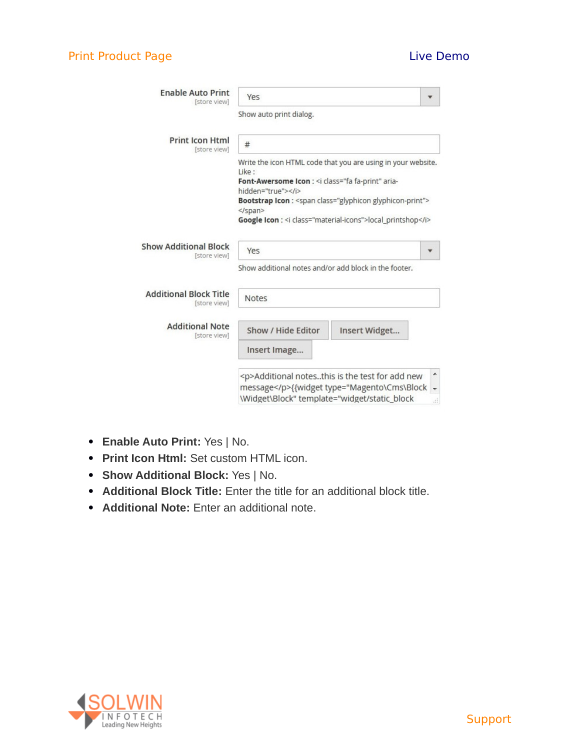Enable Auto Print [store view]: Yes

Show auto print dialog.

Print Icon Html [store view]: #

Write the icon HTML code that you are using in your website. Like :
**Font-Awersome Icon** : <i class="fa fa-print" aria-hidden="true"></i>
**Bootstrap Icon** : <span class="glyphicon glyphicon-print"></span>
**Google Icon** : <i class="material-icons">local_printshop</i>

Show Additional Block [store view]: Yes

Show additional notes and/or add block in the footer.

Additional Block Title [store view]: Notes

Additional Note [store view]: Show / Hide Editor | Insert Widget... | Insert Image...

```
<p>Additional notes..this is the test for add new message</p>{{widget type="Magento\Cms\Block\Widget\Block" template="widget/static_block
```

- **Enable Auto Print:** Yes | No.
- **Print Icon Html:** Set custom HTML icon.
- **Show Additional Block:** Yes | No.
- **Additional Block Title:** Enter the title for an additional block title.
- **Additional Note:** Enter an additional note.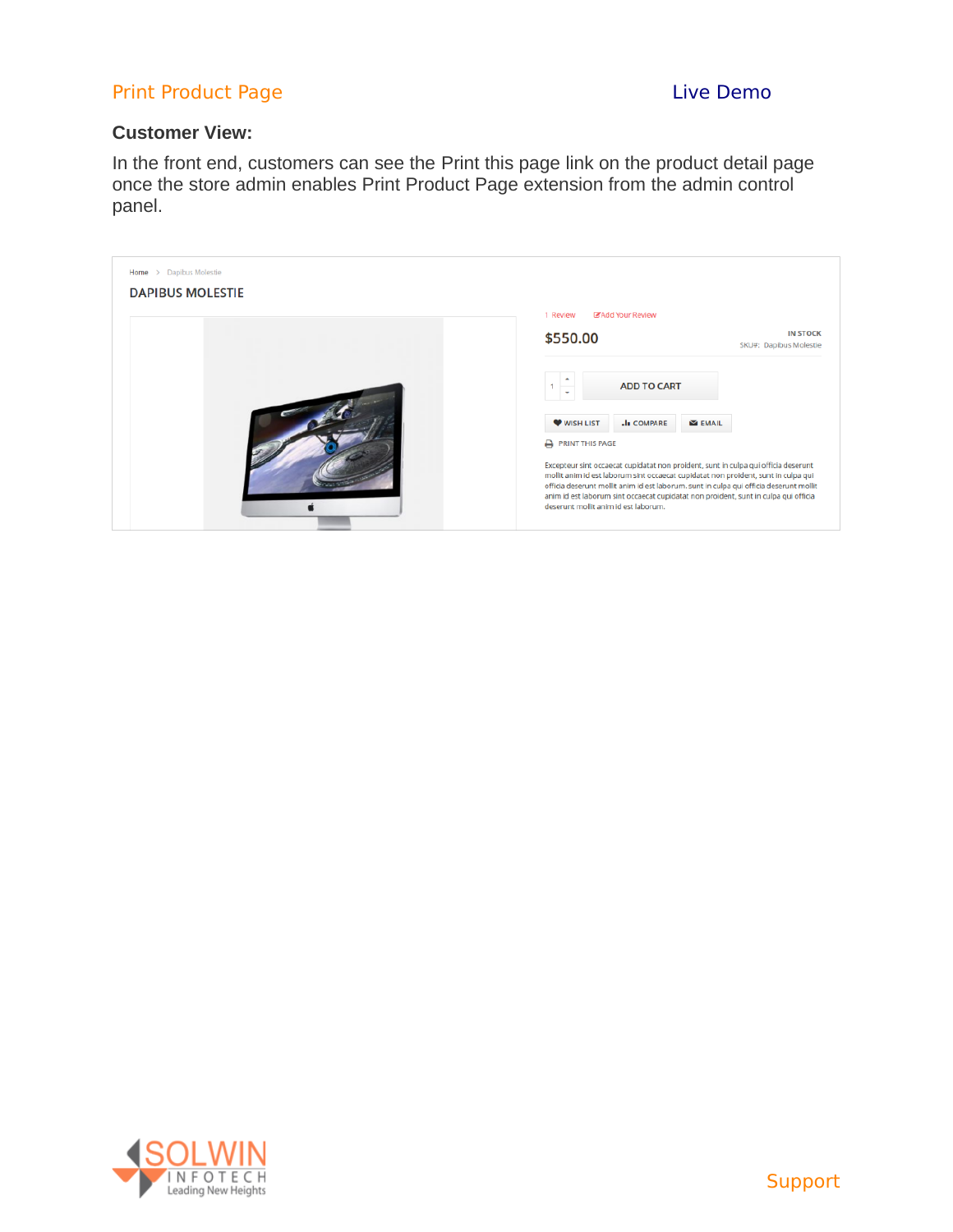Print Product Page Live Demo

**Customer View:**

In the front end, customers can see the Print this page link on the product detail page once the store admin enables Print Product Page extension from the admin control panel.

Home > Dapibus Molestie

DAPIBUS MOLESTIE

1 Review Add Your Review

$550.00

IN STOCK

SKU#: Dapibus Molestie

ADD TO CART

WISH LIST COMPARE EMAIL

PRINT THIS PAGE

Excepteur sint occaecat cupidatat non proident, sunt in culpa qui officia deserunt mollit anim id est laborum sint occaecat cupidatat non proident, sunt in culpa qui officia deserunt mollit anim id est laborum. sunt in culpa qui officia deserunt mollit anim id est laborum sint occaecat cupidatat non proident, sunt in culpa qui officia deserunt mollit anim id est laborum.

Support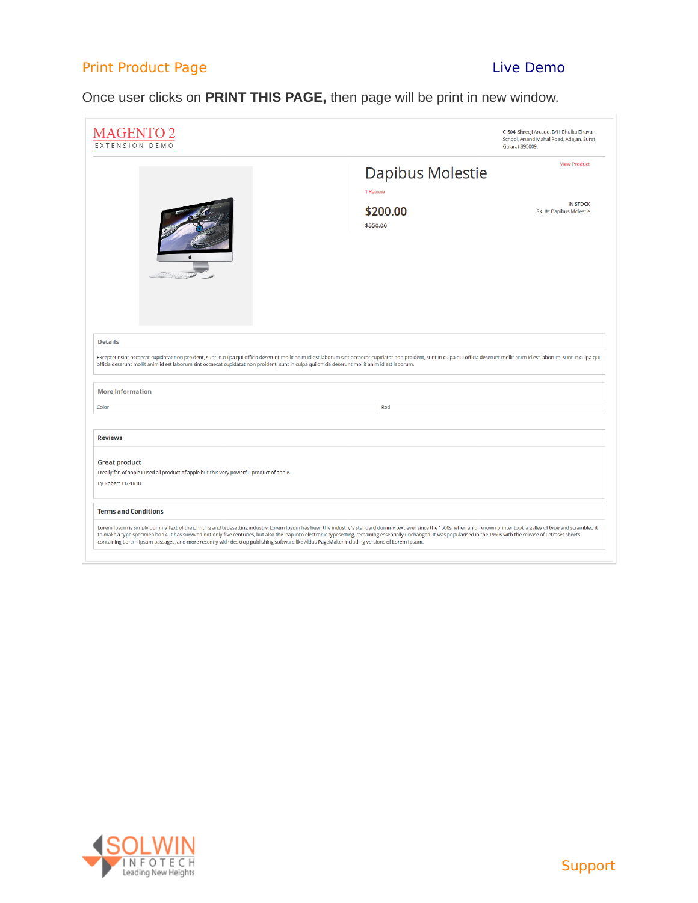## Print Product Page

Live Demo

Once user clicks on **PRINT THIS PAGE,** then page will be print in new window.

MAGENTO 2
EXTENSION DEMO

C-504, Shreeji Arcade, B/H Bhulka Bhavan School, Anand Mahal Road, Adajan, Surat, Gujarat 395009.

View Product

### Dapibus Molestie

1 Review

**$200.00**

$550.00

IN STOCK
SKU#: Dapibus Molestie

**Details**

Excepteur sint occaecat cupidatat non proident, sunt in culpa qui officia deserunt mollit anim id est laborum sint occaecat cupidatat non proident, sunt in culpa qui officia deserunt mollit anim id est laborum. sunt in culpa qui officia deserunt mollit anim id est laborum sint occaecat cupidatat non proident, sunt in culpa qui officia deserunt mollit anim id est laborum.

**More Information**

| Color | Red |
|---|---|

**Reviews**

Great product

I really fan of apple I used all product of apple but this very powerful product of apple.

By Robert 11/28/18

**Terms and Conditions**

Lorem Ipsum is simply dummy text of the printing and typesetting industry. Lorem Ipsum has been the industry's standard dummy text ever since the 1500s, when an unknown printer took a galley of type and scrambled it to make a type specimen book. It has survived not only five centuries, but also the leap into electronic typesetting, remaining essentially unchanged. It was popularised in the 1960s with the release of Letraset sheets containing Lorem Ipsum passages, and more recently with desktop publishing software like Aldus PageMaker including versions of Lorem Ipsum.

Support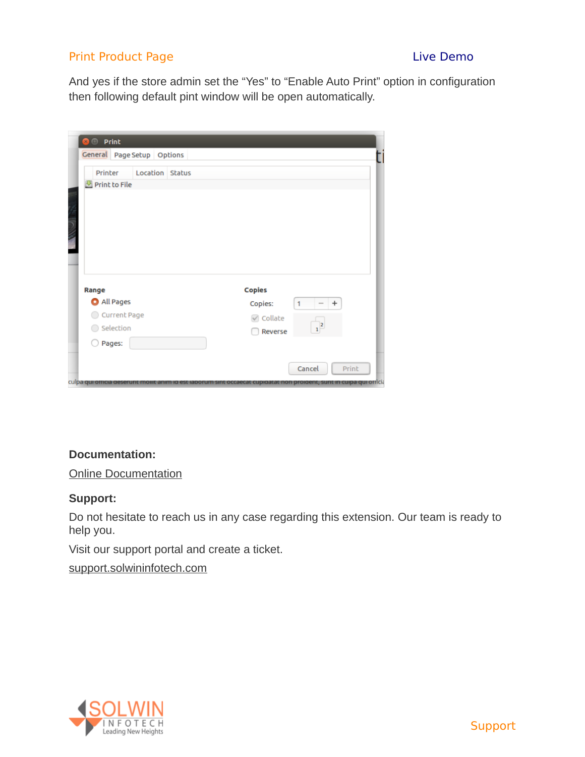Print Product Page

Live Demo

And yes if the store admin set the “Yes” to “Enable Auto Print” option in configuration then following default pint window will be open automatically.

**Documentation:**

Online Documentation

**Support:**

Do not hesitate to reach us in any case regarding this extension. Our team is ready to help you.

Visit our support portal and create a ticket.

support.solwininfotech.com